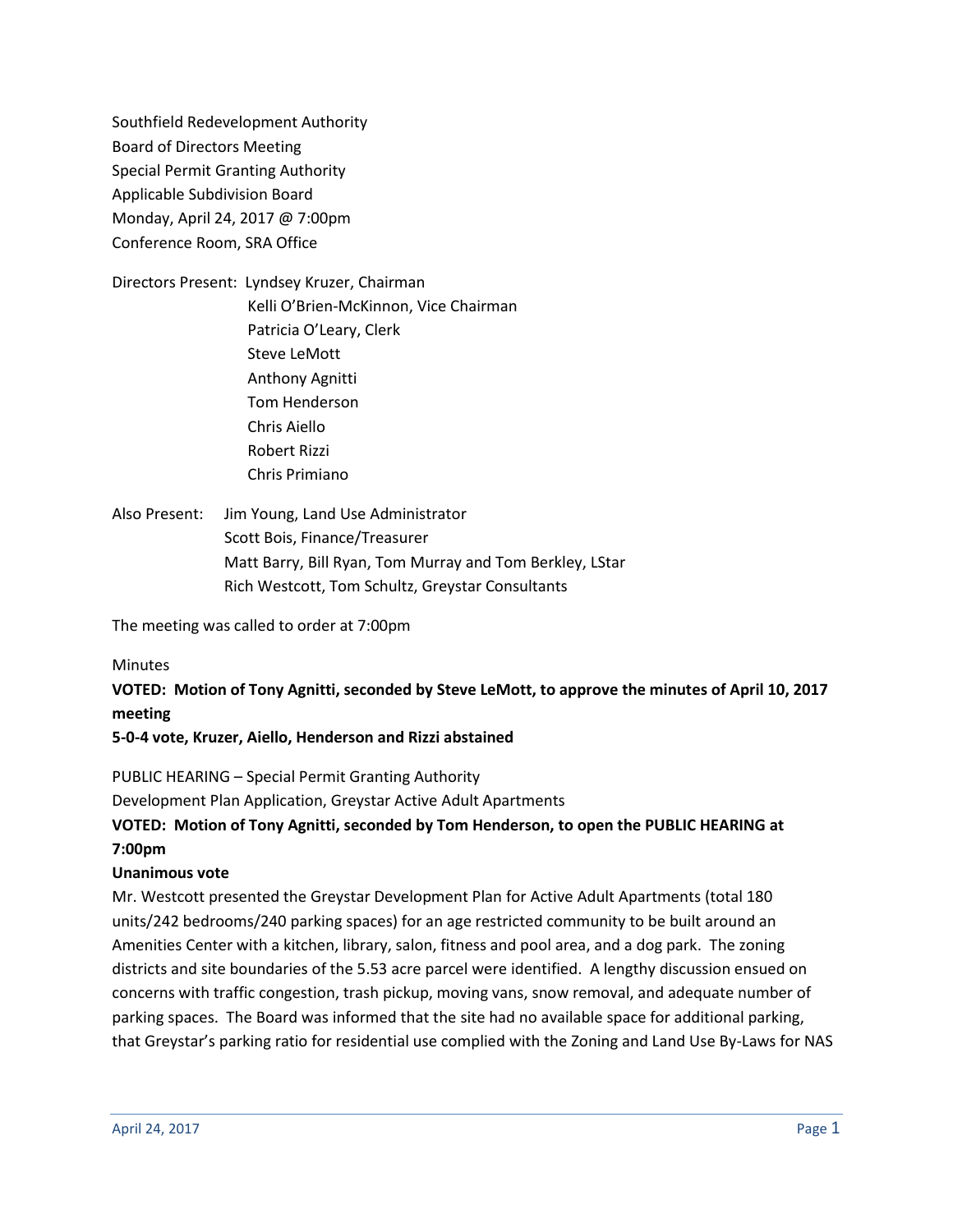Southfield Redevelopment Authority
Board of Directors Meeting
Special Permit Granting Authority
Applicable Subdivision Board
Monday, April 24, 2017 @ 7:00pm
Conference Room, SRA Office

Directors Present: Lyndsey Kruzer, Chairman
Kelli O'Brien-McKinnon, Vice Chairman
Patricia O'Leary, Clerk
Steve LeMott
Anthony Agnitti
Tom Henderson
Chris Aiello
Robert Rizzi
Chris Primiano

Also Present: Jim Young, Land Use Administrator
Scott Bois, Finance/Treasurer
Matt Barry, Bill Ryan, Tom Murray and Tom Berkley, LStar
Rich Westcott, Tom Schultz, Greystar Consultants

The meeting was called to order at 7:00pm

Minutes

**VOTED: Motion of Tony Agnitti, seconded by Steve LeMott, to approve the minutes of April 10, 2017 meeting**

**5-0-4 vote, Kruzer, Aiello, Henderson and Rizzi abstained**

PUBLIC HEARING – Special Permit Granting Authority

Development Plan Application, Greystar Active Adult Apartments

**VOTED: Motion of Tony Agnitti, seconded by Tom Henderson, to open the PUBLIC HEARING at 7:00pm**

**Unanimous vote**

Mr. Westcott presented the Greystar Development Plan for Active Adult Apartments (total 180 units/242 bedrooms/240 parking spaces) for an age restricted community to be built around an Amenities Center with a kitchen, library, salon, fitness and pool area, and a dog park. The zoning districts and site boundaries of the 5.53 acre parcel were identified. A lengthy discussion ensued on concerns with traffic congestion, trash pickup, moving vans, snow removal, and adequate number of parking spaces. The Board was informed that the site had no available space for additional parking, that Greystar's parking ratio for residential use complied with the Zoning and Land Use By-Laws for NAS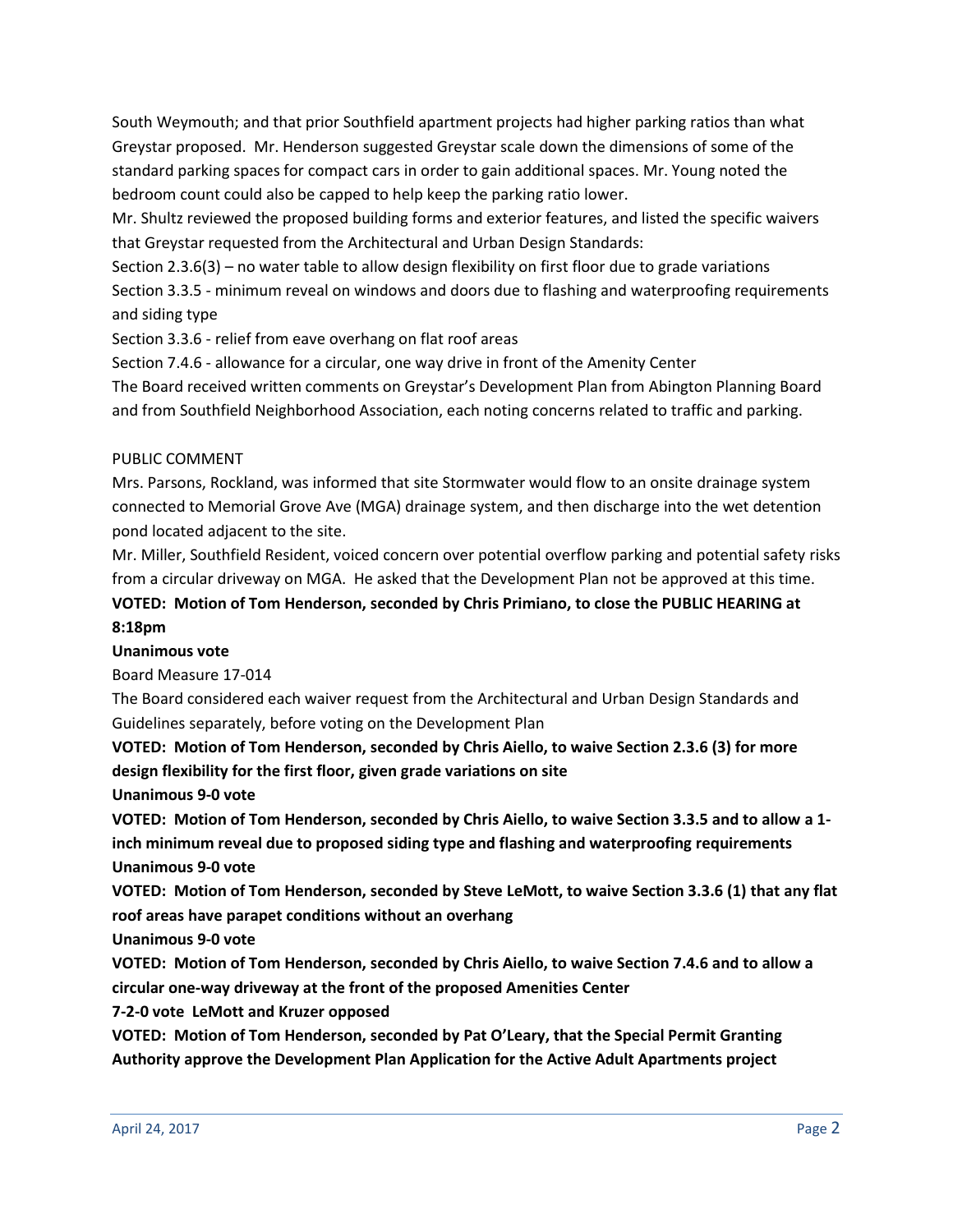South Weymouth; and that prior Southfield apartment projects had higher parking ratios than what Greystar proposed. Mr. Henderson suggested Greystar scale down the dimensions of some of the standard parking spaces for compact cars in order to gain additional spaces. Mr. Young noted the bedroom count could also be capped to help keep the parking ratio lower.

Mr. Shultz reviewed the proposed building forms and exterior features, and listed the specific waivers that Greystar requested from the Architectural and Urban Design Standards:

Section 2.3.6(3) – no water table to allow design flexibility on first floor due to grade variations

Section 3.3.5 - minimum reveal on windows and doors due to flashing and waterproofing requirements and siding type

Section 3.3.6 - relief from eave overhang on flat roof areas

Section 7.4.6 - allowance for a circular, one way drive in front of the Amenity Center

The Board received written comments on Greystar's Development Plan from Abington Planning Board and from Southfield Neighborhood Association, each noting concerns related to traffic and parking.

PUBLIC COMMENT

Mrs. Parsons, Rockland, was informed that site Stormwater would flow to an onsite drainage system connected to Memorial Grove Ave (MGA) drainage system, and then discharge into the wet detention pond located adjacent to the site.

Mr. Miller, Southfield Resident, voiced concern over potential overflow parking and potential safety risks from a circular driveway on MGA. He asked that the Development Plan not be approved at this time.

**VOTED: Motion of Tom Henderson, seconded by Chris Primiano, to close the PUBLIC HEARING at 8:18pm**

**Unanimous vote**

Board Measure 17-014

The Board considered each waiver request from the Architectural and Urban Design Standards and Guidelines separately, before voting on the Development Plan

**VOTED: Motion of Tom Henderson, seconded by Chris Aiello, to waive Section 2.3.6 (3) for more design flexibility for the first floor, given grade variations on site**

**Unanimous 9-0 vote**

**VOTED: Motion of Tom Henderson, seconded by Chris Aiello, to waive Section 3.3.5 and to allow a 1-inch minimum reveal due to proposed siding type and flashing and waterproofing requirements**

**Unanimous 9-0 vote**

**VOTED: Motion of Tom Henderson, seconded by Steve LeMott, to waive Section 3.3.6 (1) that any flat roof areas have parapet conditions without an overhang**

**Unanimous 9-0 vote**

**VOTED: Motion of Tom Henderson, seconded by Chris Aiello, to waive Section 7.4.6 and to allow a circular one-way driveway at the front of the proposed Amenities Center**

**7-2-0 vote LeMott and Kruzer opposed**

**VOTED: Motion of Tom Henderson, seconded by Pat O'Leary, that the Special Permit Granting Authority approve the Development Plan Application for the Active Adult Apartments project**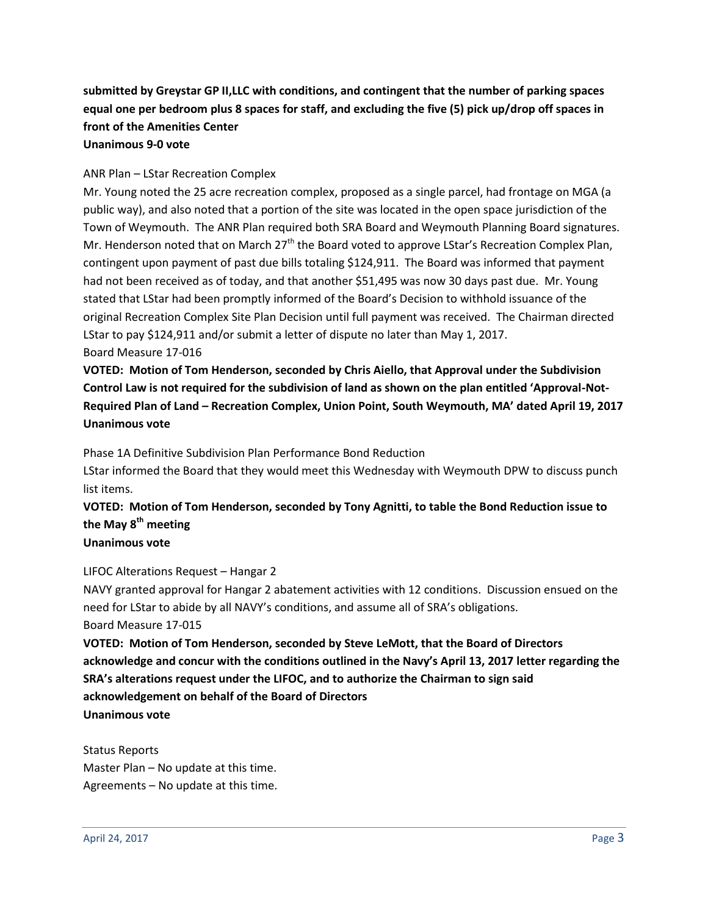**submitted by Greystar GP II,LLC with conditions, and contingent that the number of parking spaces equal one per bedroom plus 8 spaces for staff, and excluding the five (5) pick up/drop off spaces in front of the Amenities Center**
**Unanimous 9-0 vote**

ANR Plan – LStar Recreation Complex

Mr. Young noted the 25 acre recreation complex, proposed as a single parcel, had frontage on MGA (a public way), and also noted that a portion of the site was located in the open space jurisdiction of the Town of Weymouth. The ANR Plan required both SRA Board and Weymouth Planning Board signatures. Mr. Henderson noted that on March 27th the Board voted to approve LStar's Recreation Complex Plan, contingent upon payment of past due bills totaling $124,911. The Board was informed that payment had not been received as of today, and that another $51,495 was now 30 days past due. Mr. Young stated that LStar had been promptly informed of the Board's Decision to withhold issuance of the original Recreation Complex Site Plan Decision until full payment was received. The Chairman directed LStar to pay $124,911 and/or submit a letter of dispute no later than May 1, 2017.

Board Measure 17-016

**VOTED: Motion of Tom Henderson, seconded by Chris Aiello, that Approval under the Subdivision Control Law is not required for the subdivision of land as shown on the plan entitled 'Approval-Not-Required Plan of Land – Recreation Complex, Union Point, South Weymouth, MA' dated April 19, 2017**
**Unanimous vote**

Phase 1A Definitive Subdivision Plan Performance Bond Reduction

LStar informed the Board that they would meet this Wednesday with Weymouth DPW to discuss punch list items.

**VOTED: Motion of Tom Henderson, seconded by Tony Agnitti, to table the Bond Reduction issue to the May 8th meeting**
**Unanimous vote**

LIFOC Alterations Request – Hangar 2

NAVY granted approval for Hangar 2 abatement activities with 12 conditions. Discussion ensued on the need for LStar to abide by all NAVY's conditions, and assume all of SRA's obligations.

Board Measure 17-015

**VOTED: Motion of Tom Henderson, seconded by Steve LeMott, that the Board of Directors acknowledge and concur with the conditions outlined in the Navy's April 13, 2017 letter regarding the SRA's alterations request under the LIFOC, and to authorize the Chairman to sign said acknowledgement on behalf of the Board of Directors**
**Unanimous vote**

Status Reports

Master Plan – No update at this time.

Agreements – No update at this time.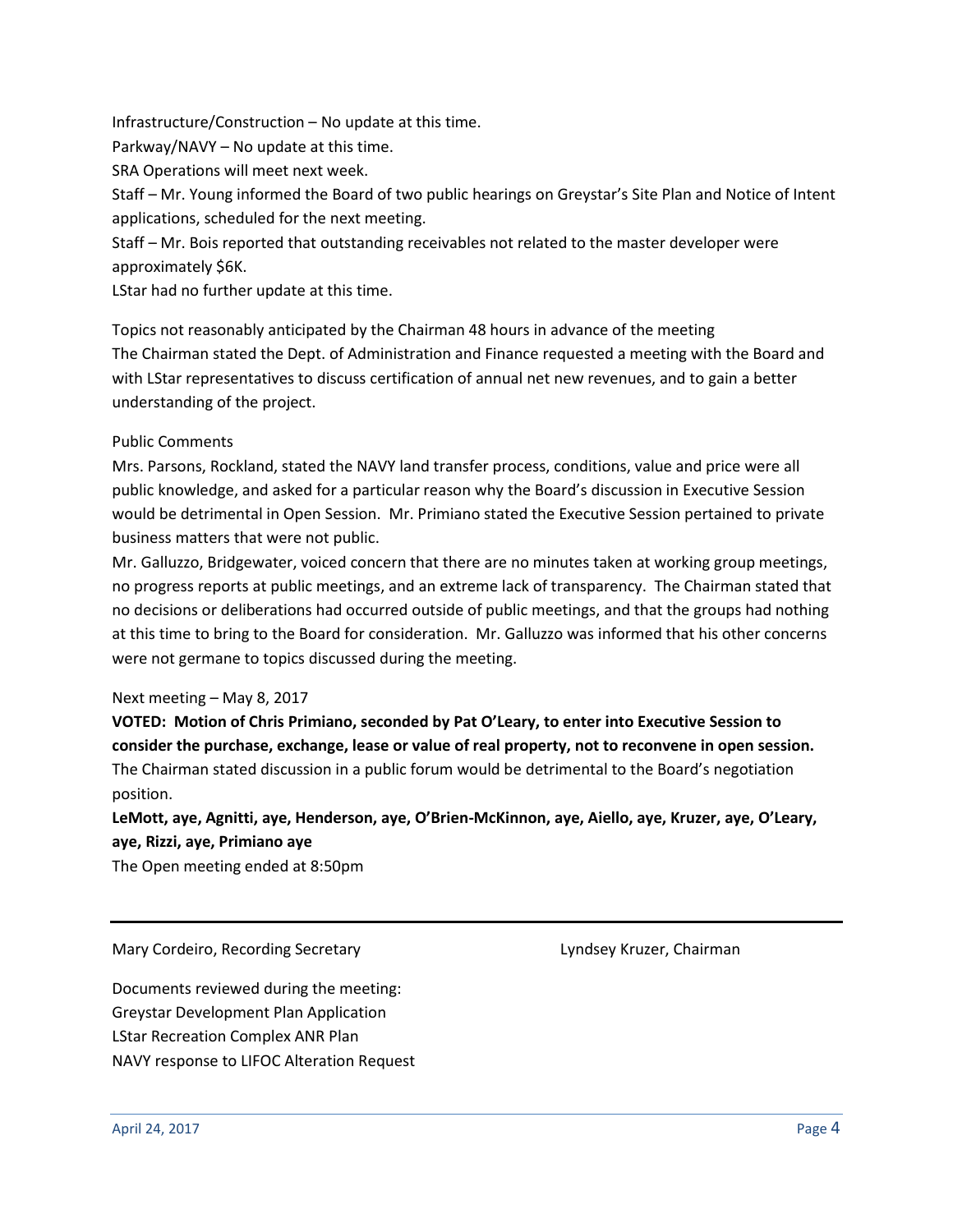Infrastructure/Construction – No update at this time.

Parkway/NAVY – No update at this time.

SRA Operations will meet next week.

Staff – Mr. Young informed the Board of two public hearings on Greystar's Site Plan and Notice of Intent applications, scheduled for the next meeting.

Staff – Mr. Bois reported that outstanding receivables not related to the master developer were approximately $6K.

LStar had no further update at this time.

Topics not reasonably anticipated by the Chairman 48 hours in advance of the meeting

The Chairman stated the Dept. of Administration and Finance requested a meeting with the Board and with LStar representatives to discuss certification of annual net new revenues, and to gain a better understanding of the project.

Public Comments

Mrs. Parsons, Rockland, stated the NAVY land transfer process, conditions, value and price were all public knowledge, and asked for a particular reason why the Board's discussion in Executive Session would be detrimental in Open Session. Mr. Primiano stated the Executive Session pertained to private business matters that were not public.

Mr. Galluzzo, Bridgewater, voiced concern that there are no minutes taken at working group meetings, no progress reports at public meetings, and an extreme lack of transparency. The Chairman stated that no decisions or deliberations had occurred outside of public meetings, and that the groups had nothing at this time to bring to the Board for consideration. Mr. Galluzzo was informed that his other concerns were not germane to topics discussed during the meeting.

Next meeting – May 8, 2017

**VOTED: Motion of Chris Primiano, seconded by Pat O'Leary, to enter into Executive Session to consider the purchase, exchange, lease or value of real property, not to reconvene in open session.**

The Chairman stated discussion in a public forum would be detrimental to the Board's negotiation position.

**LeMott, aye, Agnitti, aye, Henderson, aye, O'Brien-McKinnon, aye, Aiello, aye, Kruzer, aye, O'Leary, aye, Rizzi, aye, Primiano aye**

The Open meeting ended at 8:50pm

---

Mary Cordeiro, Recording Secretary

Lyndsey Kruzer, Chairman

Documents reviewed during the meeting:

Greystar Development Plan Application

LStar Recreation Complex ANR Plan

NAVY response to LIFOC Alteration Request